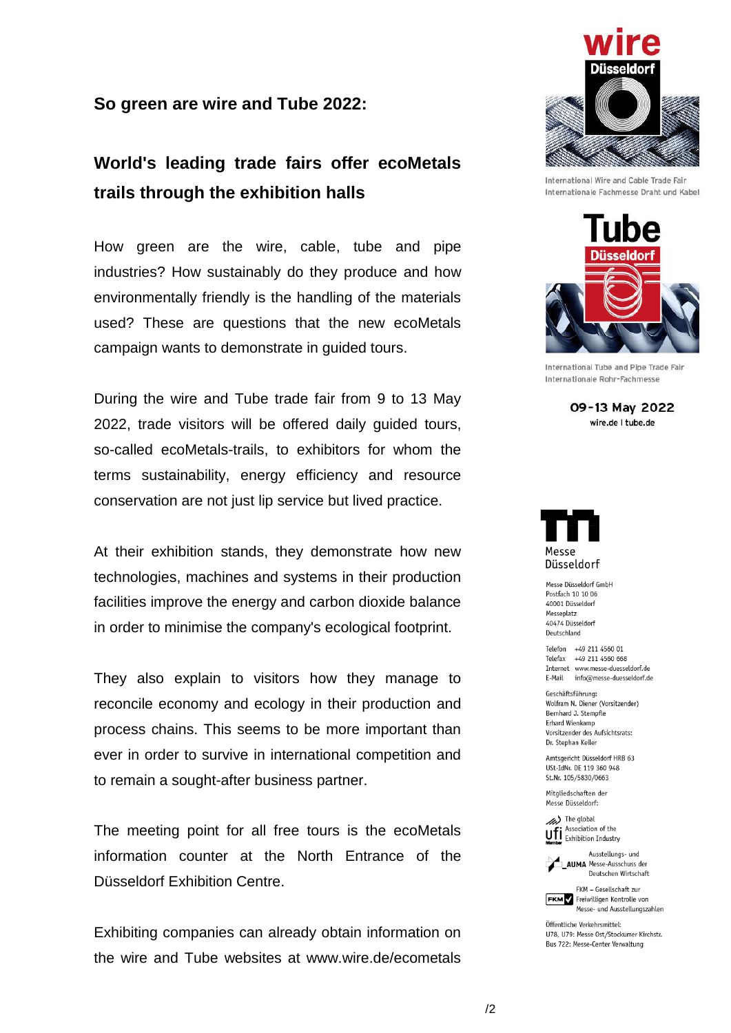## So green are wire and Tube 2022:

## World's leading trade fairs offer ecoMetals trails through the exhibition halls

How green are the wire, cable, tube and pipe industries? How sustainably do they produce and how environmentally friendly is the handling of the materials used? These are questions that the new ecoMetals campaign wants to demonstrate in guided tours.

During the wire and Tube trade fair from 9 to 13 May 2022, trade visitors will be offered daily guided tours, so-called ecoMetals-trails, to exhibitors for whom the terms sustainability, energy efficiency and resource conservation are not just lip service but lived practice.

At their exhibition stands, they demonstrate how new technologies, machines and systems in their production facilities improve the energy and carbon dioxide balance in order to minimise the company's ecological footprint.

They also explain to visitors how they manage to reconcile economy and ecology in their production and process chains. This seems to be more important than ever in order to survive in international competition and to remain a sought-after business partner.

The meeting point for all free tours is the ecoMetals information counter at the North Entrance of the Düsseldorf Exhibition Centre.

Exhibiting companies can already obtain information on the wire and Tube websites at www.wire.de/ecometals

wire Düsseldorf
International Wire and Cable Trade Fair
Internationale Fachmesse Draht und Kabel

Tube Düsseldorf
International Tube and Pipe Trade Fair
Internationale Rohr-Fachmesse

09-13 May 2022
wire.de | tube.de

Messe Düsseldorf

Messe Düsseldorf GmbH
Postfach 10 10 06
40001 Düsseldorf
Messeplatz
40474 Düsseldorf
Deutschland

Telefon +49 211 4560 01
Telefax +49 211 4560 668
Internet www.messe-duesseldorf.de
E-Mail info@messe-duesseldorf.de

Geschäftsführung:
Wolfram N. Diener (Vorsitzender)
Bernhard J. Stempfle
Erhard Wienkamp
Vorsitzender des Aufsichtsrats:
Dr. Stephan Keller

Amtsgericht Düsseldorf HRB 63
USt-IdNr. DE 119 360 948
St.Nr. 105/5830/0663

Mitgliedschaften der
Messe Düsseldorf:

ufi – The global Association of the Exhibition Industry

AUMA – Ausstellungs- und Messe-Ausschuss der Deutschen Wirtschaft

FKM – Gesellschaft zur Freiwilligen Kontrolle von Messe- und Ausstellungszahlen

Öffentliche Verkehrsmittel:
U78, U79: Messe Ost/Stockumer Kirchstr.
Bus 722: Messe-Center Verwaltung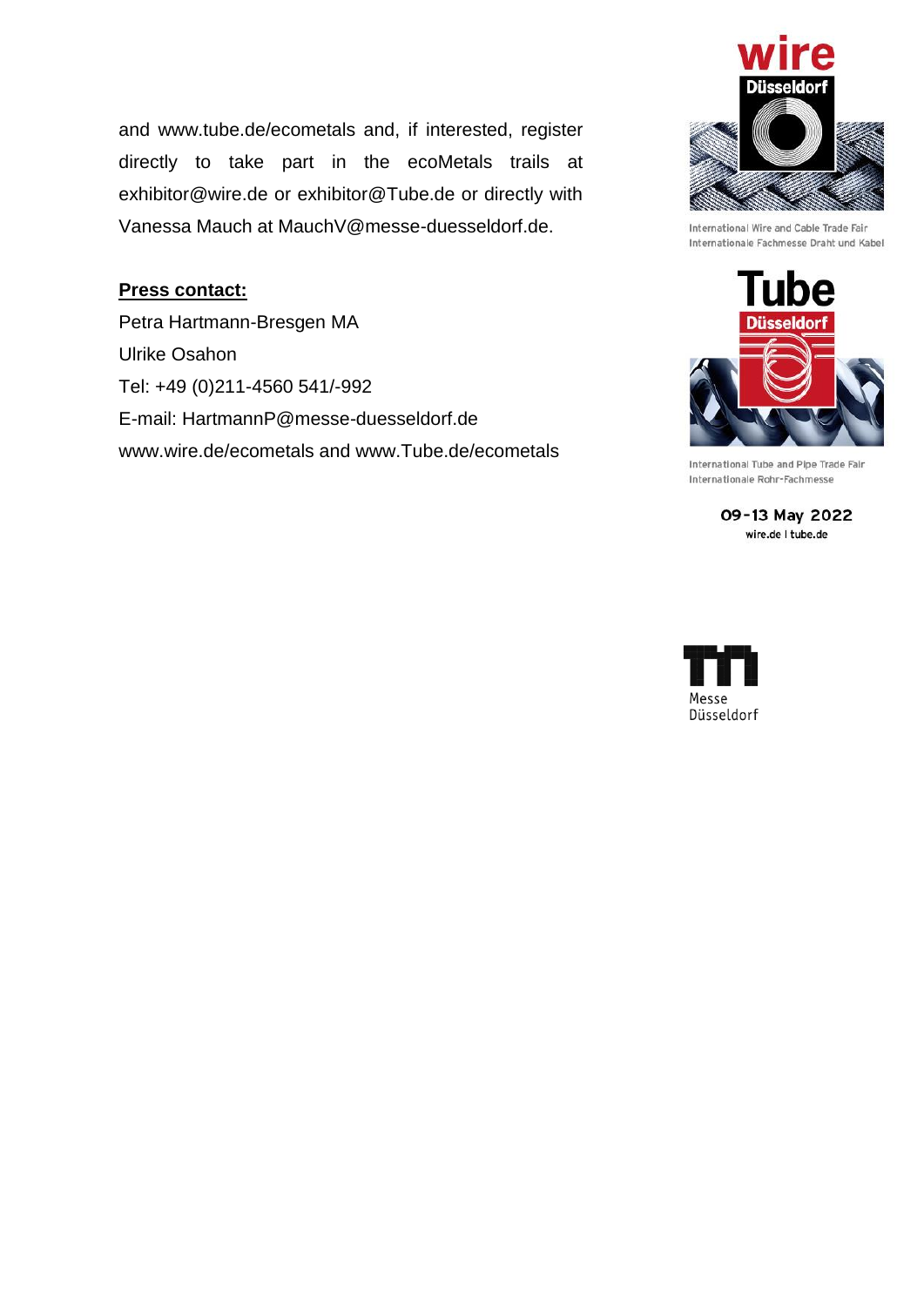and www.tube.de/ecometals and, if interested, register directly to take part in the ecoMetals trails at exhibitor@wire.de or exhibitor@Tube.de or directly with Vanessa Mauch at MauchV@messe-duesseldorf.de.

**Press contact:**

Petra Hartmann-Bresgen MA
Ulrike Osahon
Tel: +49 (0)211-4560 541/-992
E-mail: HartmannP@messe-duesseldorf.de
www.wire.de/ecometals and www.Tube.de/ecometals

wire Düsseldorf
International Wire and Cable Trade Fair
Internationale Fachmesse Draht und Kabel

Tube Düsseldorf
International Tube and Pipe Trade Fair
Internationale Rohr-Fachmesse

09-13 May 2022
wire.de I tube.de

Messe Düsseldorf